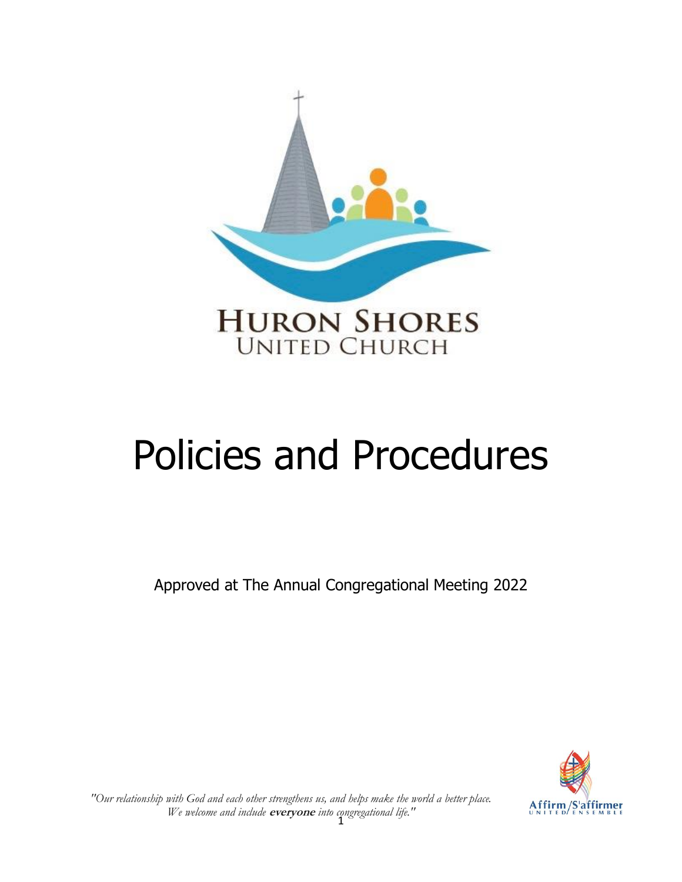HURON SHORES
UNITED CHURCH

# Policies and Procedures

Approved at The Annual Congregational Meeting 2022

*"Our relationship with God and each other strengthens us, and helps make the world a better place. We welcome and include* ***everyone*** *into congregational life."*

Affirm/S'affirmer
UNITED/ENSEMBLE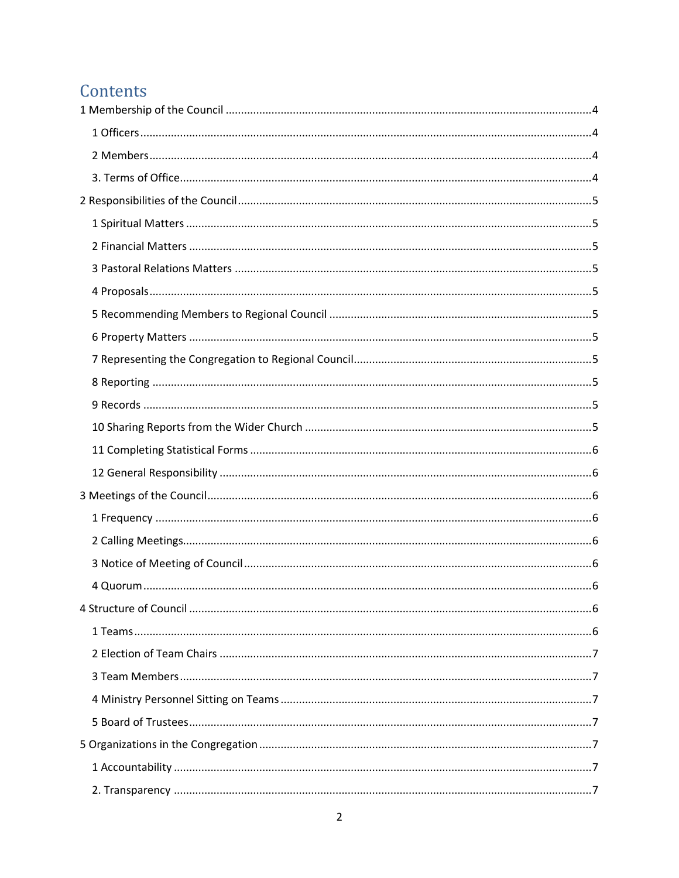# Contents

1 Membership of the Council ....................................................... 4

- 1 Officers ....................................................... 4
- 2 Members ....................................................... 4
- 3. Terms of Office ....................................................... 4

2 Responsibilities of the Council ....................................................... 5

- 1 Spiritual Matters ....................................................... 5
- 2 Financial Matters ....................................................... 5
- 3 Pastoral Relations Matters ....................................................... 5
- 4 Proposals ....................................................... 5
- 5 Recommending Members to Regional Council ....................................................... 5
- 6 Property Matters ....................................................... 5
- 7 Representing the Congregation to Regional Council ....................................................... 5
- 8 Reporting ....................................................... 5
- 9 Records ....................................................... 5
- 10 Sharing Reports from the Wider Church ....................................................... 5
- 11 Completing Statistical Forms ....................................................... 6
- 12 General Responsibility ....................................................... 6

3 Meetings of the Council ....................................................... 6

- 1 Frequency ....................................................... 6
- 2 Calling Meetings ....................................................... 6
- 3 Notice of Meeting of Council ....................................................... 6
- 4 Quorum ....................................................... 6

4 Structure of Council ....................................................... 6

- 1 Teams ....................................................... 6
- 2 Election of Team Chairs ....................................................... 7
- 3 Team Members ....................................................... 7
- 4 Ministry Personnel Sitting on Teams ....................................................... 7
- 5 Board of Trustees ....................................................... 7

5 Organizations in the Congregation ....................................................... 7

- 1 Accountability ....................................................... 7
- 2. Transparency ....................................................... 7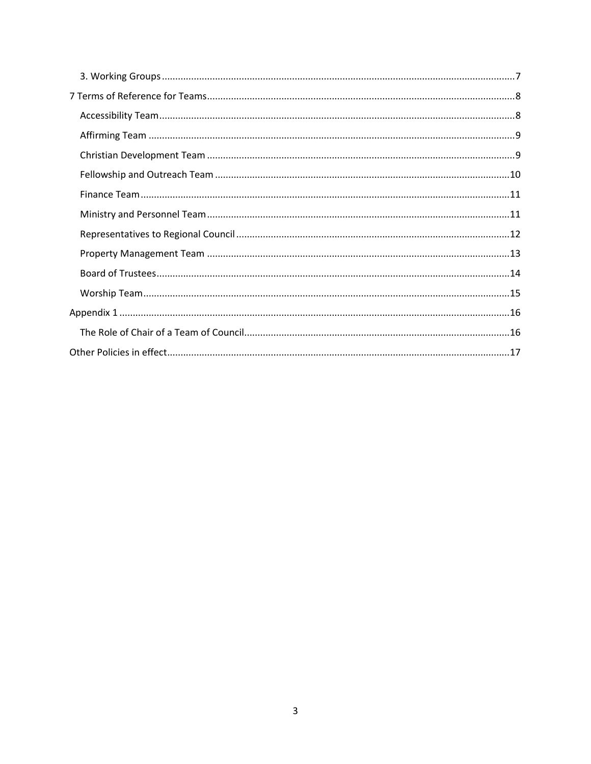- 3. Working Groups ....7

7 Terms of Reference for Teams ....8

- Accessibility Team ....8
- Affirming Team ....9
- Christian Development Team ....9
- Fellowship and Outreach Team ....10
- Finance Team ....11
- Ministry and Personnel Team ....11
- Representatives to Regional Council ....12
- Property Management Team ....13
- Board of Trustees ....14
- Worship Team ....15

Appendix 1 ....16

- The Role of Chair of a Team of Council ....16

Other Policies in effect ....17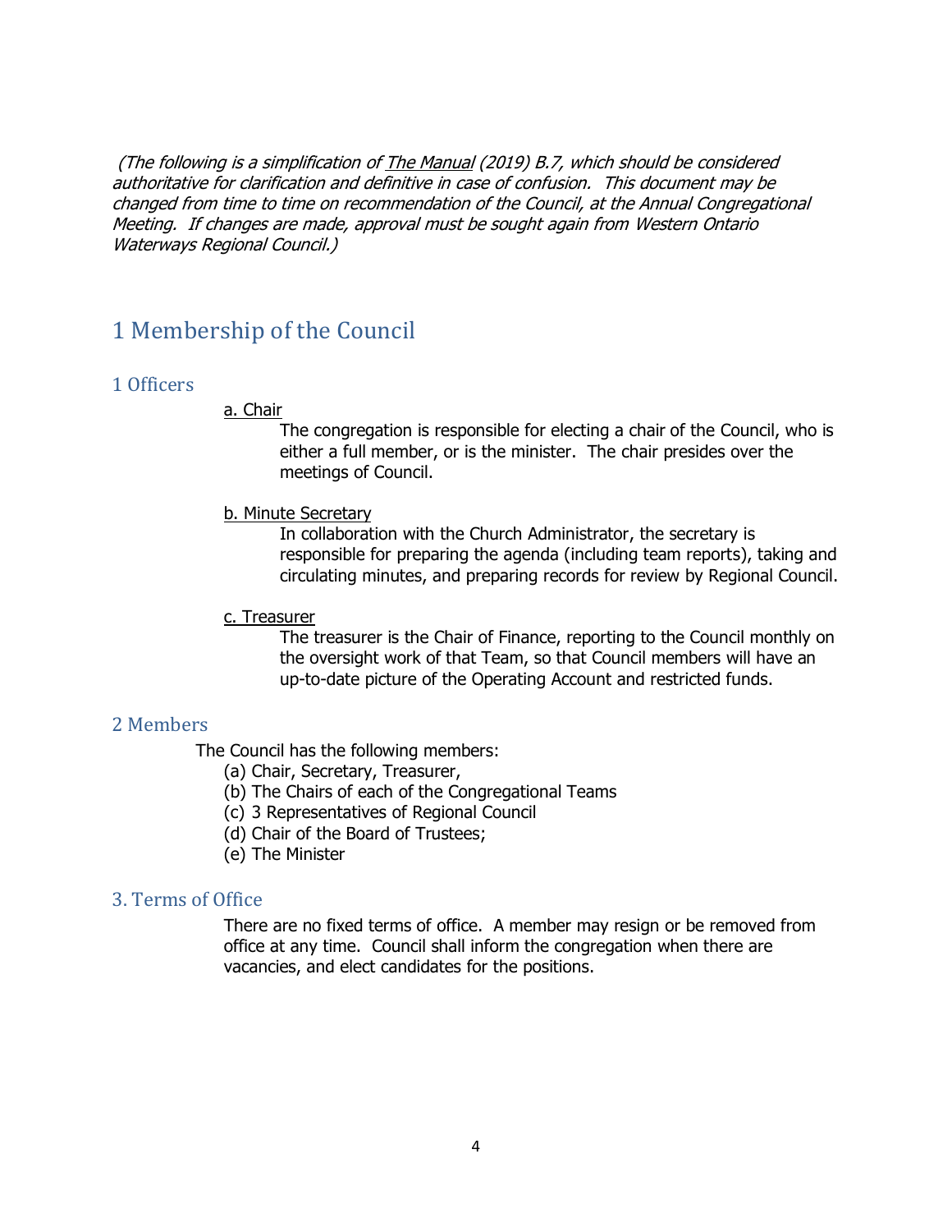*(The following is a simplification of The Manual (2019) B.7, which should be considered authoritative for clarification and definitive in case of confusion. This document may be changed from time to time on recommendation of the Council, at the Annual Congregational Meeting. If changes are made, approval must be sought again from Western Ontario Waterways Regional Council.)*

# 1 Membership of the Council

## 1 Officers

a. Chair

The congregation is responsible for electing a chair of the Council, who is either a full member, or is the minister. The chair presides over the meetings of Council.

b. Minute Secretary

In collaboration with the Church Administrator, the secretary is responsible for preparing the agenda (including team reports), taking and circulating minutes, and preparing records for review by Regional Council.

c. Treasurer

The treasurer is the Chair of Finance, reporting to the Council monthly on the oversight work of that Team, so that Council members will have an up-to-date picture of the Operating Account and restricted funds.

## 2 Members

The Council has the following members:

(a) Chair, Secretary, Treasurer,
(b) The Chairs of each of the Congregational Teams
(c) 3 Representatives of Regional Council
(d) Chair of the Board of Trustees;
(e) The Minister

## 3. Terms of Office

There are no fixed terms of office. A member may resign or be removed from office at any time. Council shall inform the congregation when there are vacancies, and elect candidates for the positions.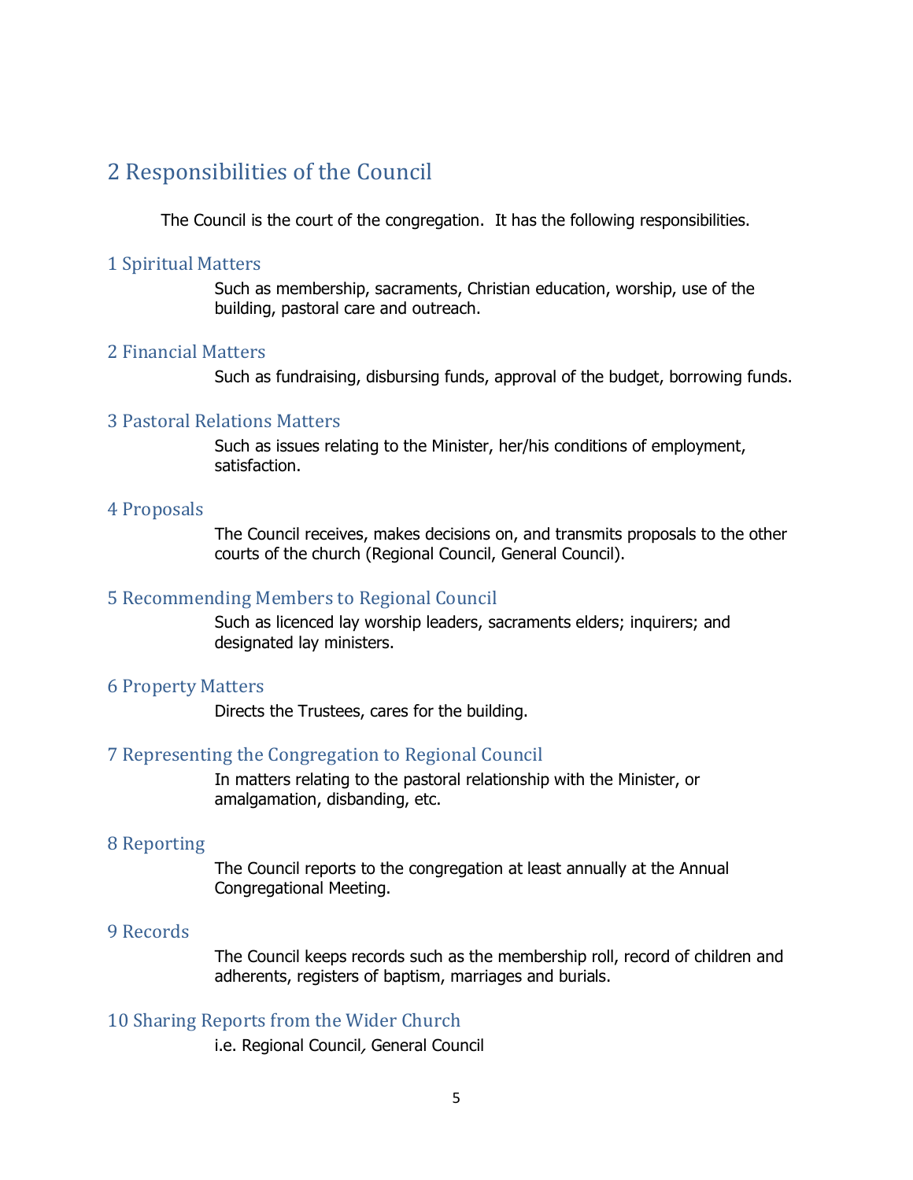# 2 Responsibilities of the Council

The Council is the court of the congregation. It has the following responsibilities.

## 1 Spiritual Matters

Such as membership, sacraments, Christian education, worship, use of the building, pastoral care and outreach.

## 2 Financial Matters

Such as fundraising, disbursing funds, approval of the budget, borrowing funds.

## 3 Pastoral Relations Matters

Such as issues relating to the Minister, her/his conditions of employment, satisfaction.

## 4 Proposals

The Council receives, makes decisions on, and transmits proposals to the other courts of the church (Regional Council, General Council).

## 5 Recommending Members to Regional Council

Such as licenced lay worship leaders, sacraments elders; inquirers; and designated lay ministers.

## 6 Property Matters

Directs the Trustees, cares for the building.

## 7 Representing the Congregation to Regional Council

In matters relating to the pastoral relationship with the Minister, or amalgamation, disbanding, etc.

## 8 Reporting

The Council reports to the congregation at least annually at the Annual Congregational Meeting.

## 9 Records

The Council keeps records such as the membership roll, record of children and adherents, registers of baptism, marriages and burials.

## 10 Sharing Reports from the Wider Church

i.e. Regional Council, General Council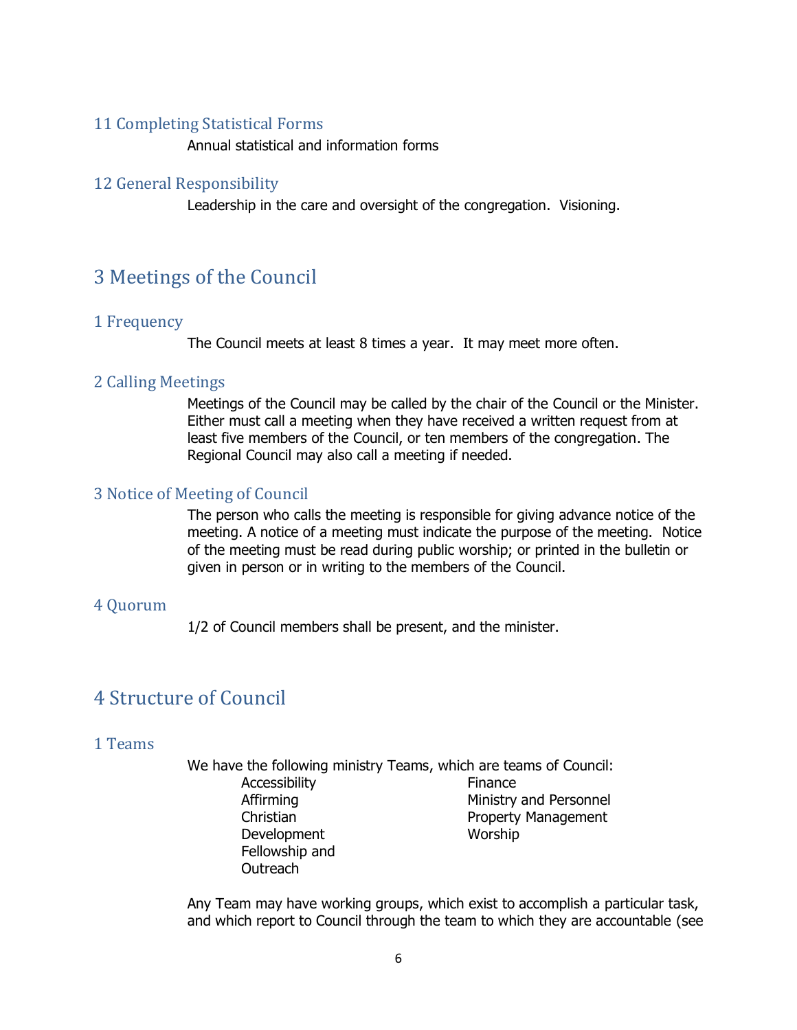### 11 Completing Statistical Forms

Annual statistical and information forms

### 12 General Responsibility

Leadership in the care and oversight of the congregation. Visioning.

## 3 Meetings of the Council

### 1 Frequency

The Council meets at least 8 times a year. It may meet more often.

### 2 Calling Meetings

Meetings of the Council may be called by the chair of the Council or the Minister. Either must call a meeting when they have received a written request from at least five members of the Council, or ten members of the congregation. The Regional Council may also call a meeting if needed.

### 3 Notice of Meeting of Council

The person who calls the meeting is responsible for giving advance notice of the meeting. A notice of a meeting must indicate the purpose of the meeting. Notice of the meeting must be read during public worship; or printed in the bulletin or given in person or in writing to the members of the Council.

### 4 Quorum

1/2 of Council members shall be present, and the minister.

## 4 Structure of Council

### 1 Teams

We have the following ministry Teams, which are teams of Council:

- Accessibility Affirming
- Christian Development
- Fellowship and Outreach
- Finance
- Ministry and Personnel
- Property Management
- Worship

Any Team may have working groups, which exist to accomplish a particular task, and which report to Council through the team to which they are accountable (see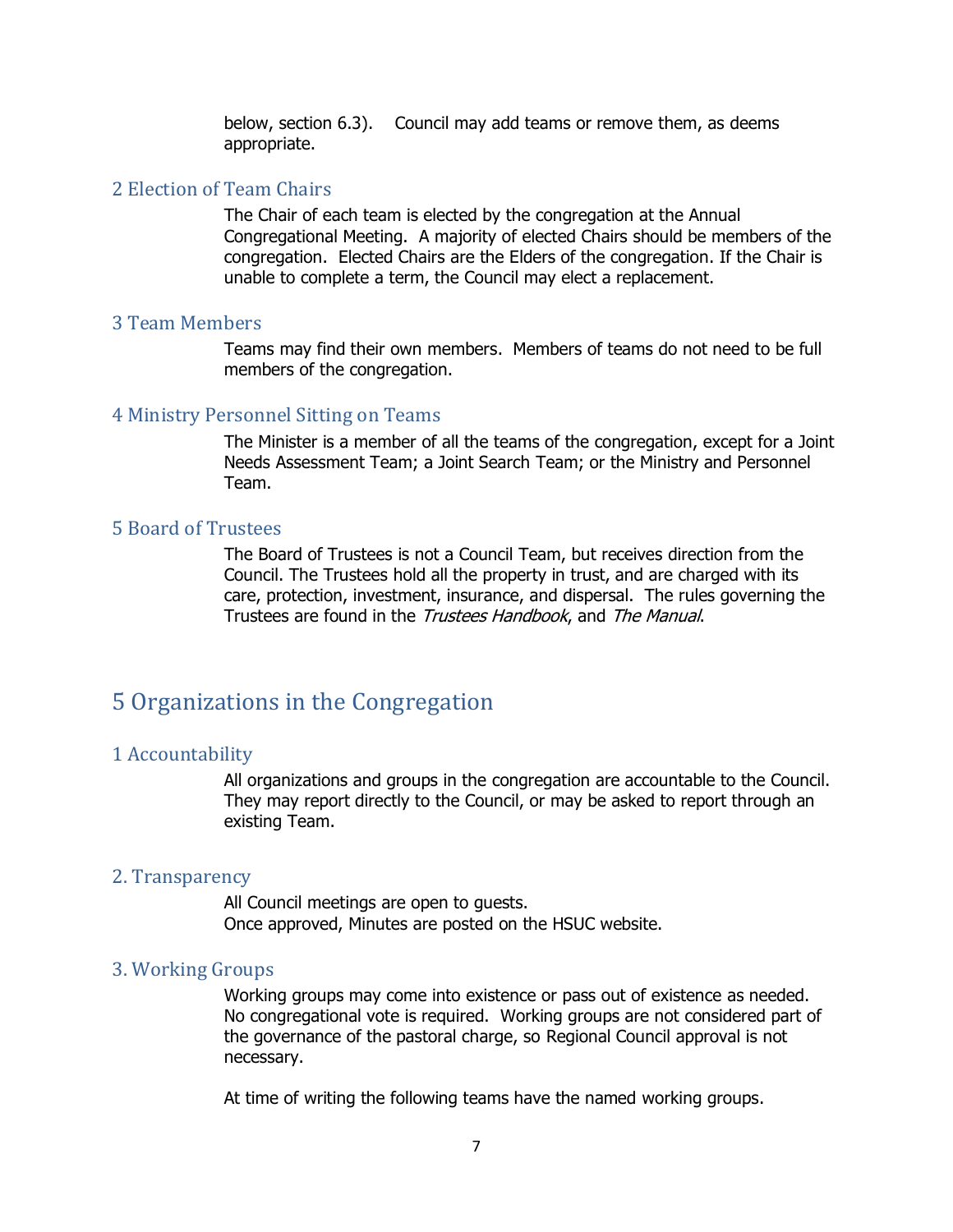below, section 6.3). Council may add teams or remove them, as deems appropriate.

### 2 Election of Team Chairs

The Chair of each team is elected by the congregation at the Annual Congregational Meeting. A majority of elected Chairs should be members of the congregation. Elected Chairs are the Elders of the congregation. If the Chair is unable to complete a term, the Council may elect a replacement.

### 3 Team Members

Teams may find their own members. Members of teams do not need to be full members of the congregation.

### 4 Ministry Personnel Sitting on Teams

The Minister is a member of all the teams of the congregation, except for a Joint Needs Assessment Team; a Joint Search Team; or the Ministry and Personnel Team.

### 5 Board of Trustees

The Board of Trustees is not a Council Team, but receives direction from the Council. The Trustees hold all the property in trust, and are charged with its care, protection, investment, insurance, and dispersal. The rules governing the Trustees are found in the *Trustees Handbook*, and *The Manual*.

## 5 Organizations in the Congregation

### 1 Accountability

All organizations and groups in the congregation are accountable to the Council. They may report directly to the Council, or may be asked to report through an existing Team.

### 2. Transparency

All Council meetings are open to guests.
Once approved, Minutes are posted on the HSUC website.

### 3. Working Groups

Working groups may come into existence or pass out of existence as needed. No congregational vote is required. Working groups are not considered part of the governance of the pastoral charge, so Regional Council approval is not necessary.

At time of writing the following teams have the named working groups.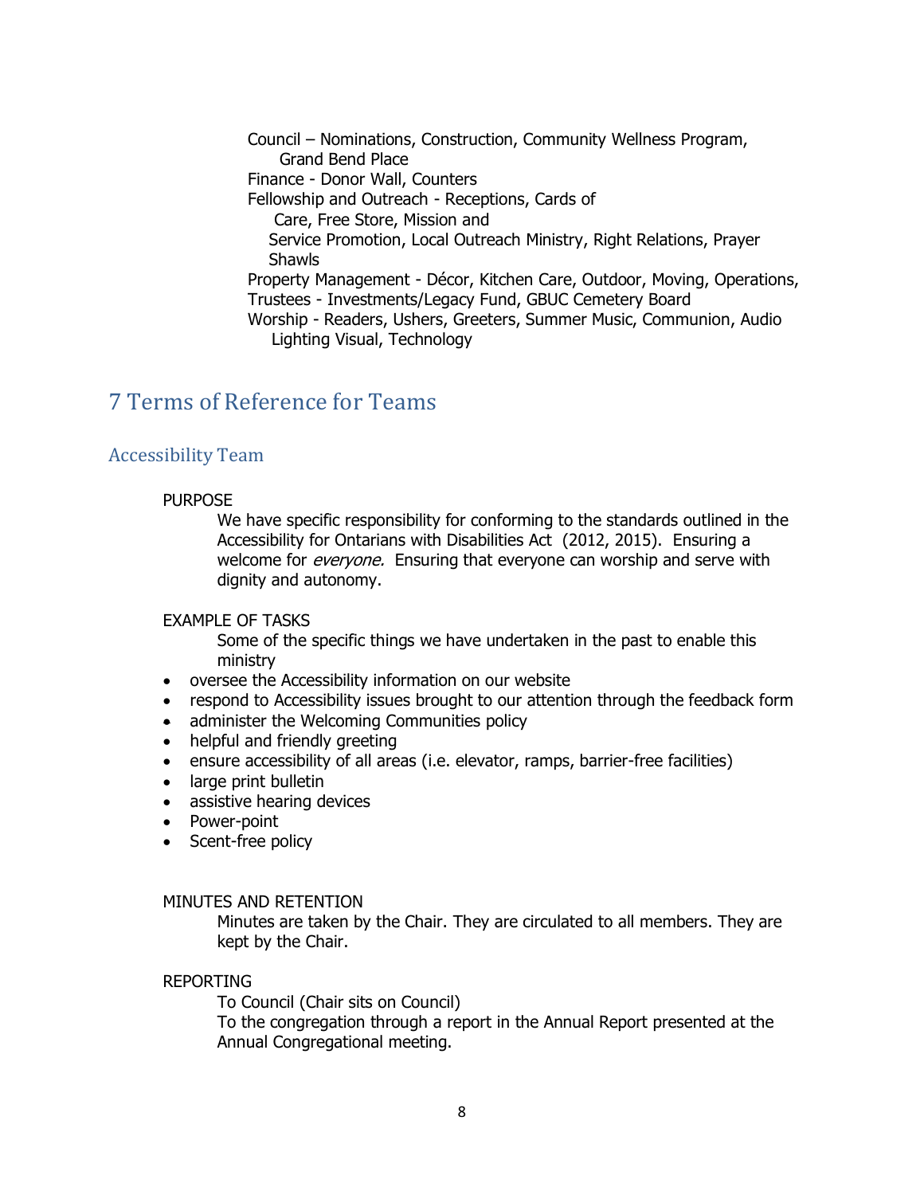Council – Nominations, Construction, Community Wellness Program, Grand Bend Place
Finance - Donor Wall, Counters
Fellowship and Outreach - Receptions, Cards of Care, Free Store, Mission and Service Promotion, Local Outreach Ministry, Right Relations, Prayer Shawls
Property Management - Décor, Kitchen Care, Outdoor, Moving, Operations,
Trustees - Investments/Legacy Fund, GBUC Cemetery Board
Worship - Readers, Ushers, Greeters, Summer Music, Communion, Audio Lighting Visual, Technology

# 7 Terms of Reference for Teams

## Accessibility Team

PURPOSE

We have specific responsibility for conforming to the standards outlined in the Accessibility for Ontarians with Disabilities Act (2012, 2015). Ensuring a welcome for *everyone.* Ensuring that everyone can worship and serve with dignity and autonomy.

EXAMPLE OF TASKS

Some of the specific things we have undertaken in the past to enable this ministry

- oversee the Accessibility information on our website
- respond to Accessibility issues brought to our attention through the feedback form
- administer the Welcoming Communities policy
- helpful and friendly greeting
- ensure accessibility of all areas (i.e. elevator, ramps, barrier-free facilities)
- large print bulletin
- assistive hearing devices
- Power-point
- Scent-free policy

MINUTES AND RETENTION

Minutes are taken by the Chair. They are circulated to all members. They are kept by the Chair.

REPORTING

To Council (Chair sits on Council)
To the congregation through a report in the Annual Report presented at the Annual Congregational meeting.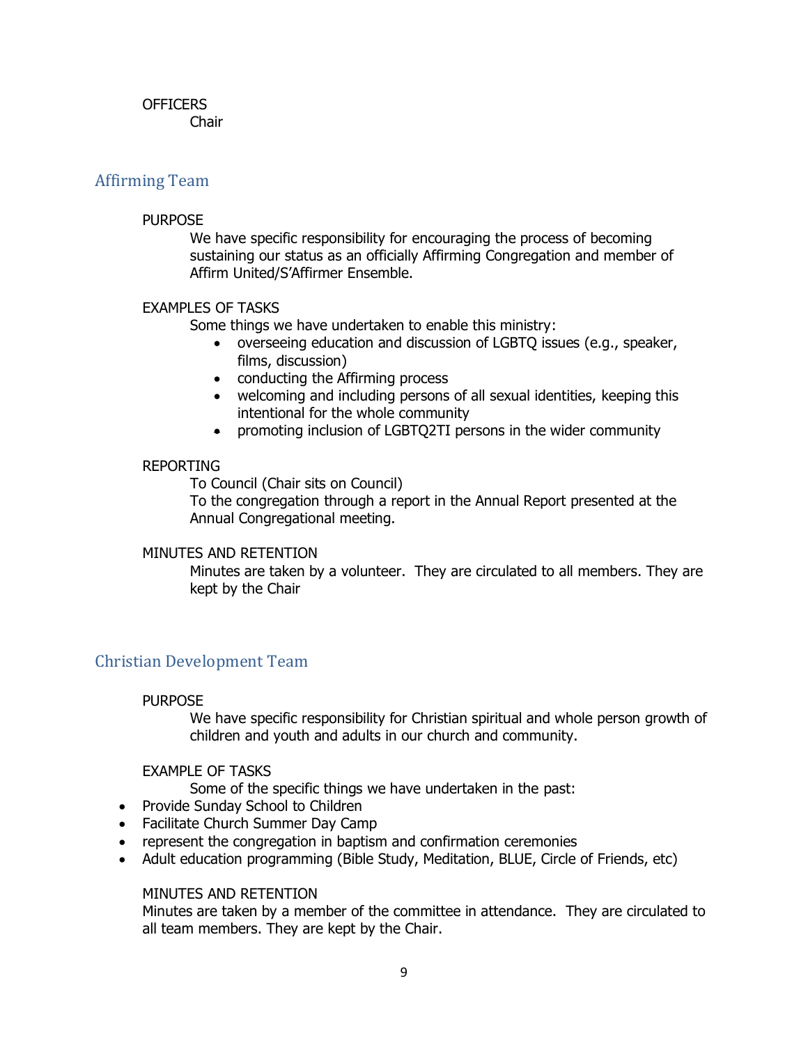OFFICERS

Chair

## Affirming Team

PURPOSE

We have specific responsibility for encouraging the process of becoming sustaining our status as an officially Affirming Congregation and member of Affirm United/S'Affirmer Ensemble.

EXAMPLES OF TASKS

Some things we have undertaken to enable this ministry:

- overseeing education and discussion of LGBTQ issues (e.g., speaker, films, discussion)
- conducting the Affirming process
- welcoming and including persons of all sexual identities, keeping this intentional for the whole community
- promoting inclusion of LGBTQ2TI persons in the wider community

REPORTING

To Council (Chair sits on Council)
To the congregation through a report in the Annual Report presented at the Annual Congregational meeting.

MINUTES AND RETENTION

Minutes are taken by a volunteer. They are circulated to all members. They are kept by the Chair

## Christian Development Team

PURPOSE

We have specific responsibility for Christian spiritual and whole person growth of children and youth and adults in our church and community.

EXAMPLE OF TASKS

Some of the specific things we have undertaken in the past:

- Provide Sunday School to Children
- Facilitate Church Summer Day Camp
- represent the congregation in baptism and confirmation ceremonies
- Adult education programming (Bible Study, Meditation, BLUE, Circle of Friends, etc)

MINUTES AND RETENTION

Minutes are taken by a member of the committee in attendance. They are circulated to all team members. They are kept by the Chair.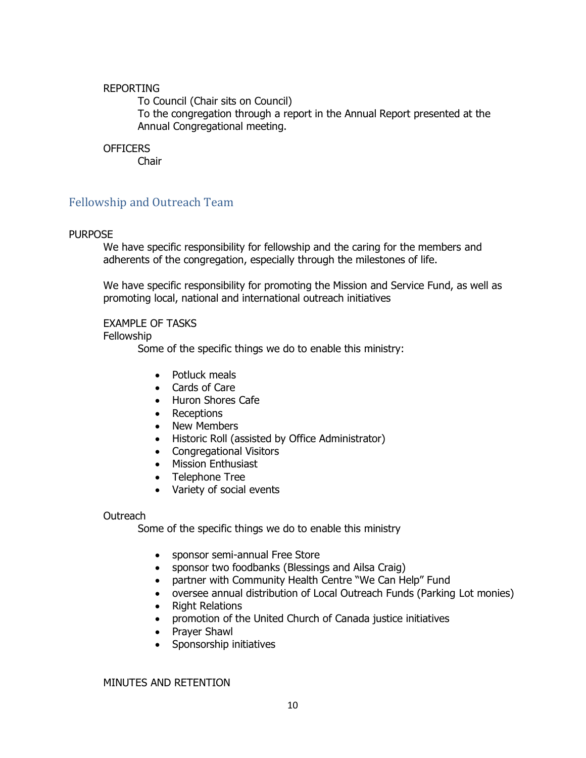REPORTING

To Council (Chair sits on Council)
To the congregation through a report in the Annual Report presented at the Annual Congregational meeting.

OFFICERS

Chair

## Fellowship and Outreach Team

PURPOSE

We have specific responsibility for fellowship and the caring for the members and adherents of the congregation, especially through the milestones of life.

We have specific responsibility for promoting the Mission and Service Fund, as well as promoting local, national and international outreach initiatives

EXAMPLE OF TASKS

Fellowship

Some of the specific things we do to enable this ministry:

- Potluck meals
- Cards of Care
- Huron Shores Cafe
- Receptions
- New Members
- Historic Roll (assisted by Office Administrator)
- Congregational Visitors
- Mission Enthusiast
- Telephone Tree
- Variety of social events

Outreach

Some of the specific things we do to enable this ministry

- sponsor semi-annual Free Store
- sponsor two foodbanks (Blessings and Ailsa Craig)
- partner with Community Health Centre "We Can Help" Fund
- oversee annual distribution of Local Outreach Funds (Parking Lot monies)
- Right Relations
- promotion of the United Church of Canada justice initiatives
- Prayer Shawl
- Sponsorship initiatives

MINUTES AND RETENTION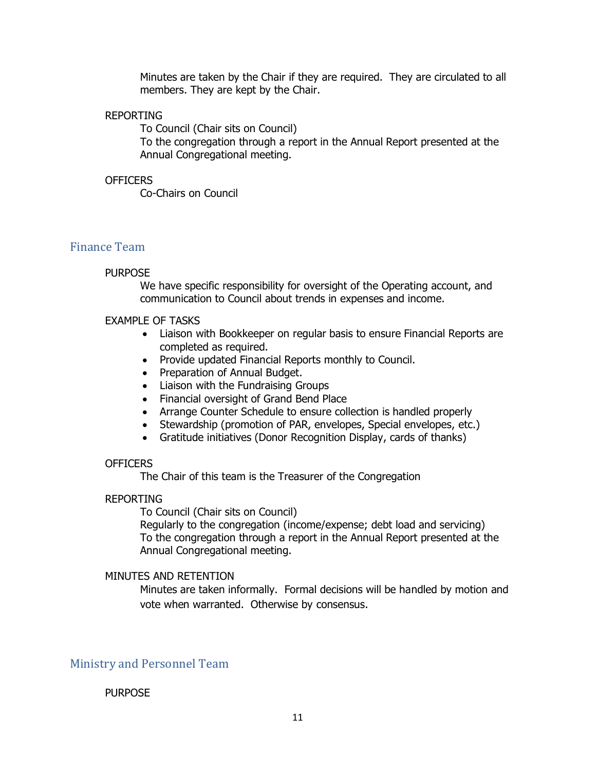Minutes are taken by the Chair if they are required. They are circulated to all members. They are kept by the Chair.

REPORTING

To Council (Chair sits on Council)
To the congregation through a report in the Annual Report presented at the Annual Congregational meeting.

OFFICERS

Co-Chairs on Council

## Finance Team

PURPOSE

We have specific responsibility for oversight of the Operating account, and communication to Council about trends in expenses and income.

EXAMPLE OF TASKS

- Liaison with Bookkeeper on regular basis to ensure Financial Reports are completed as required.
- Provide updated Financial Reports monthly to Council.
- Preparation of Annual Budget.
- Liaison with the Fundraising Groups
- Financial oversight of Grand Bend Place
- Arrange Counter Schedule to ensure collection is handled properly
- Stewardship (promotion of PAR, envelopes, Special envelopes, etc.)
- Gratitude initiatives (Donor Recognition Display, cards of thanks)

OFFICERS

The Chair of this team is the Treasurer of the Congregation

REPORTING

To Council (Chair sits on Council)
Regularly to the congregation (income/expense; debt load and servicing)
To the congregation through a report in the Annual Report presented at the Annual Congregational meeting.

MINUTES AND RETENTION

Minutes are taken informally. Formal decisions will be handled by motion and vote when warranted. Otherwise by consensus.

## Ministry and Personnel Team

PURPOSE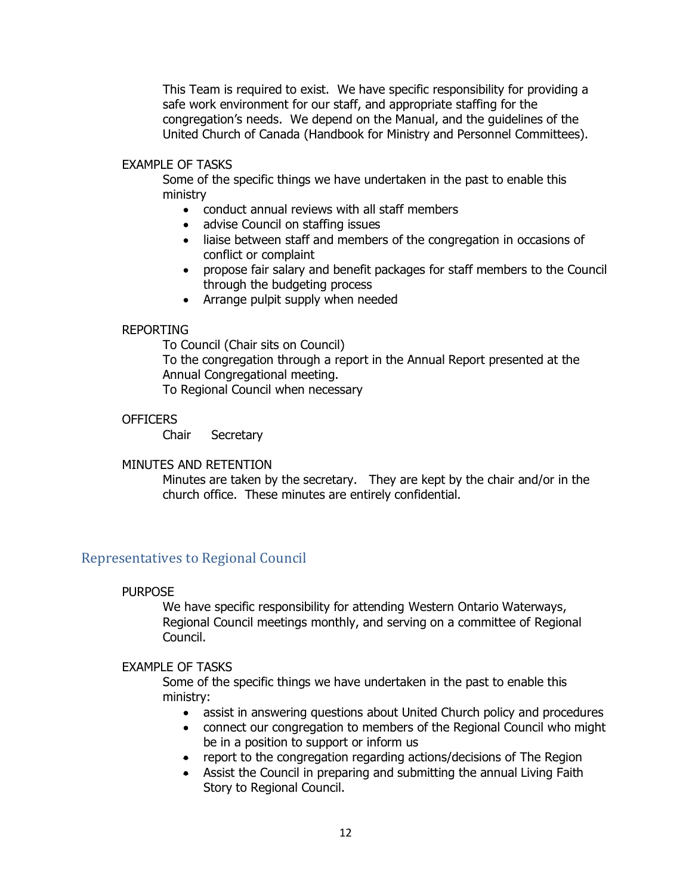This Team is required to exist. We have specific responsibility for providing a safe work environment for our staff, and appropriate staffing for the congregation's needs. We depend on the Manual, and the guidelines of the United Church of Canada (Handbook for Ministry and Personnel Committees).

EXAMPLE OF TASKS

Some of the specific things we have undertaken in the past to enable this ministry

- conduct annual reviews with all staff members
- advise Council on staffing issues
- liaise between staff and members of the congregation in occasions of conflict or complaint
- propose fair salary and benefit packages for staff members to the Council through the budgeting process
- Arrange pulpit supply when needed

REPORTING

To Council (Chair sits on Council)
To the congregation through a report in the Annual Report presented at the Annual Congregational meeting.
To Regional Council when necessary

OFFICERS

Chair  Secretary

MINUTES AND RETENTION

Minutes are taken by the secretary. They are kept by the chair and/or in the church office. These minutes are entirely confidential.

## Representatives to Regional Council

PURPOSE

We have specific responsibility for attending Western Ontario Waterways, Regional Council meetings monthly, and serving on a committee of Regional Council.

EXAMPLE OF TASKS

Some of the specific things we have undertaken in the past to enable this ministry:

- assist in answering questions about United Church policy and procedures
- connect our congregation to members of the Regional Council who might be in a position to support or inform us
- report to the congregation regarding actions/decisions of The Region
- Assist the Council in preparing and submitting the annual Living Faith Story to Regional Council.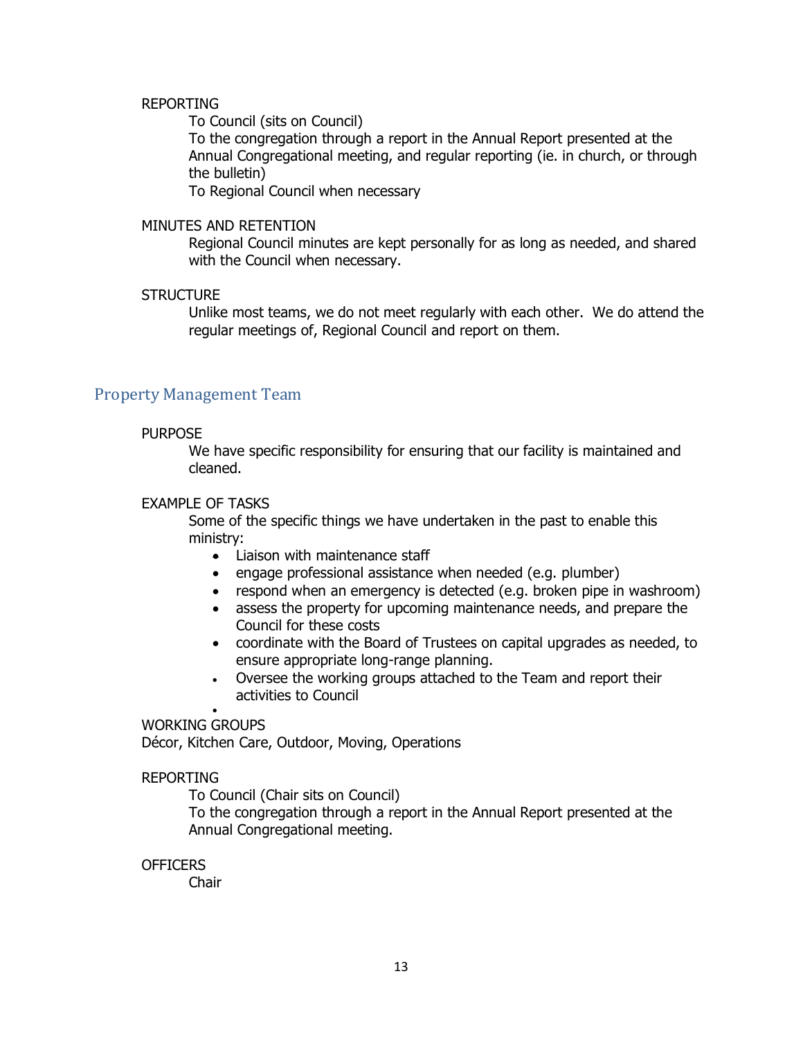REPORTING

To Council (sits on Council)
To the congregation through a report in the Annual Report presented at the Annual Congregational meeting, and regular reporting (ie. in church, or through the bulletin)
To Regional Council when necessary

MINUTES AND RETENTION

Regional Council minutes are kept personally for as long as needed, and shared with the Council when necessary.

STRUCTURE

Unlike most teams, we do not meet regularly with each other. We do attend the regular meetings of, Regional Council and report on them.

## Property Management Team

PURPOSE

We have specific responsibility for ensuring that our facility is maintained and cleaned.

EXAMPLE OF TASKS

Some of the specific things we have undertaken in the past to enable this ministry:

- Liaison with maintenance staff
- engage professional assistance when needed (e.g. plumber)
- respond when an emergency is detected (e.g. broken pipe in washroom)
- assess the property for upcoming maintenance needs, and prepare the Council for these costs
- coordinate with the Board of Trustees on capital upgrades as needed, to ensure appropriate long-range planning.
- Oversee the working groups attached to the Team and report their activities to Council

WORKING GROUPS
Décor, Kitchen Care, Outdoor, Moving, Operations

REPORTING

To Council (Chair sits on Council)
To the congregation through a report in the Annual Report presented at the Annual Congregational meeting.

OFFICERS

Chair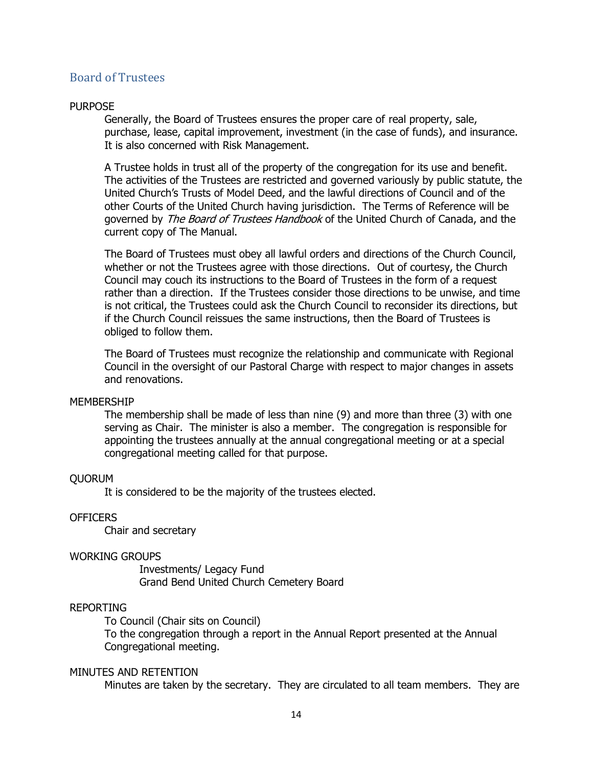## Board of Trustees

PURPOSE

Generally, the Board of Trustees ensures the proper care of real property, sale, purchase, lease, capital improvement, investment (in the case of funds), and insurance. It is also concerned with Risk Management.

A Trustee holds in trust all of the property of the congregation for its use and benefit. The activities of the Trustees are restricted and governed variously by public statute, the United Church's Trusts of Model Deed, and the lawful directions of Council and of the other Courts of the United Church having jurisdiction. The Terms of Reference will be governed by *The Board of Trustees Handbook* of the United Church of Canada, and the current copy of The Manual.

The Board of Trustees must obey all lawful orders and directions of the Church Council, whether or not the Trustees agree with those directions. Out of courtesy, the Church Council may couch its instructions to the Board of Trustees in the form of a request rather than a direction. If the Trustees consider those directions to be unwise, and time is not critical, the Trustees could ask the Church Council to reconsider its directions, but if the Church Council reissues the same instructions, then the Board of Trustees is obliged to follow them.

The Board of Trustees must recognize the relationship and communicate with Regional Council in the oversight of our Pastoral Charge with respect to major changes in assets and renovations.

MEMBERSHIP

The membership shall be made of less than nine (9) and more than three (3) with one serving as Chair. The minister is also a member. The congregation is responsible for appointing the trustees annually at the annual congregational meeting or at a special congregational meeting called for that purpose.

QUORUM

It is considered to be the majority of the trustees elected.

OFFICERS

Chair and secretary

WORKING GROUPS

Investments/ Legacy Fund
Grand Bend United Church Cemetery Board

REPORTING

To Council (Chair sits on Council)
To the congregation through a report in the Annual Report presented at the Annual Congregational meeting.

MINUTES AND RETENTION

Minutes are taken by the secretary. They are circulated to all team members. They are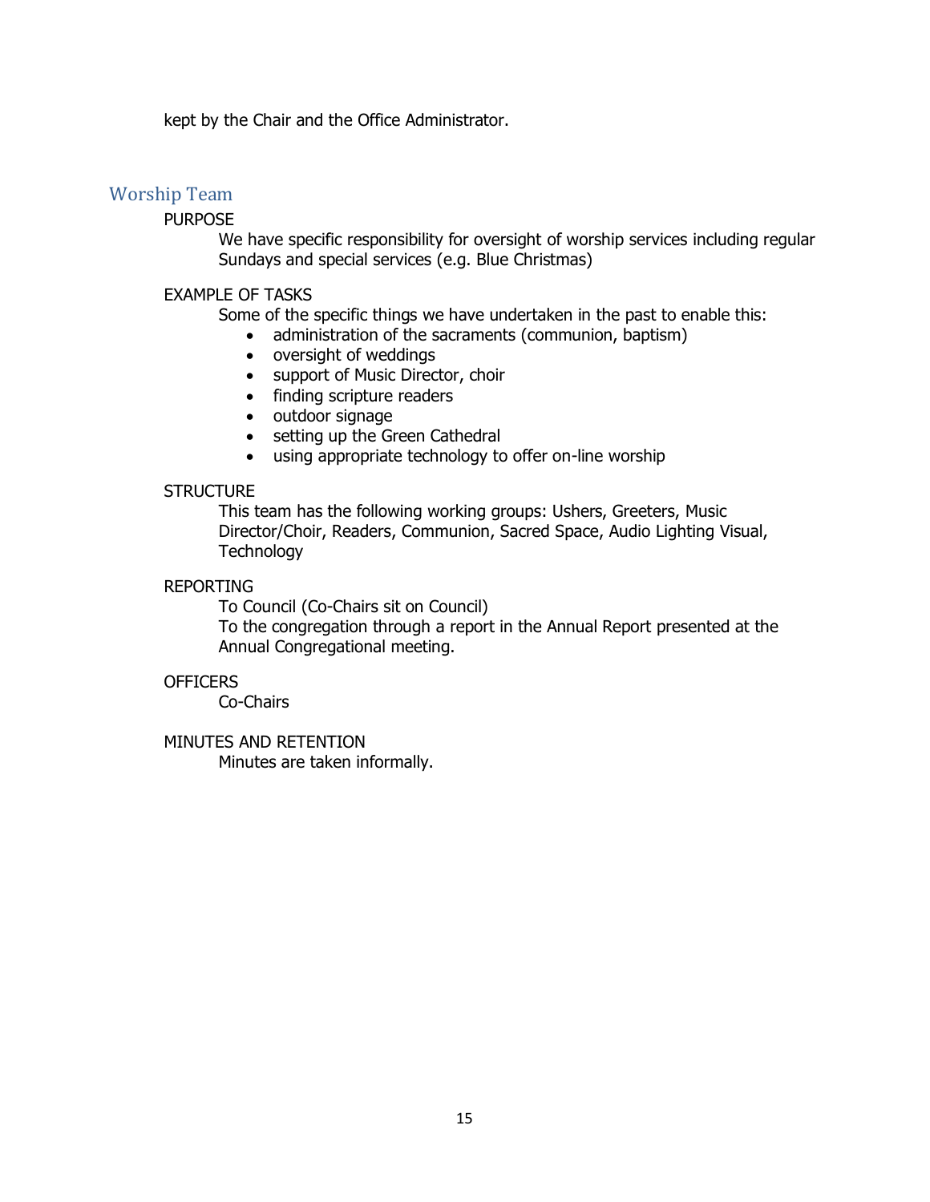kept by the Chair and the Office Administrator.

## Worship Team

PURPOSE

We have specific responsibility for oversight of worship services including regular Sundays and special services (e.g. Blue Christmas)

EXAMPLE OF TASKS

Some of the specific things we have undertaken in the past to enable this:

- administration of the sacraments (communion, baptism)
- oversight of weddings
- support of Music Director, choir
- finding scripture readers
- outdoor signage
- setting up the Green Cathedral
- using appropriate technology to offer on-line worship

STRUCTURE

This team has the following working groups: Ushers, Greeters, Music Director/Choir, Readers, Communion, Sacred Space, Audio Lighting Visual, Technology

REPORTING

To Council (Co-Chairs sit on Council)

To the congregation through a report in the Annual Report presented at the Annual Congregational meeting.

OFFICERS

Co-Chairs

MINUTES AND RETENTION

Minutes are taken informally.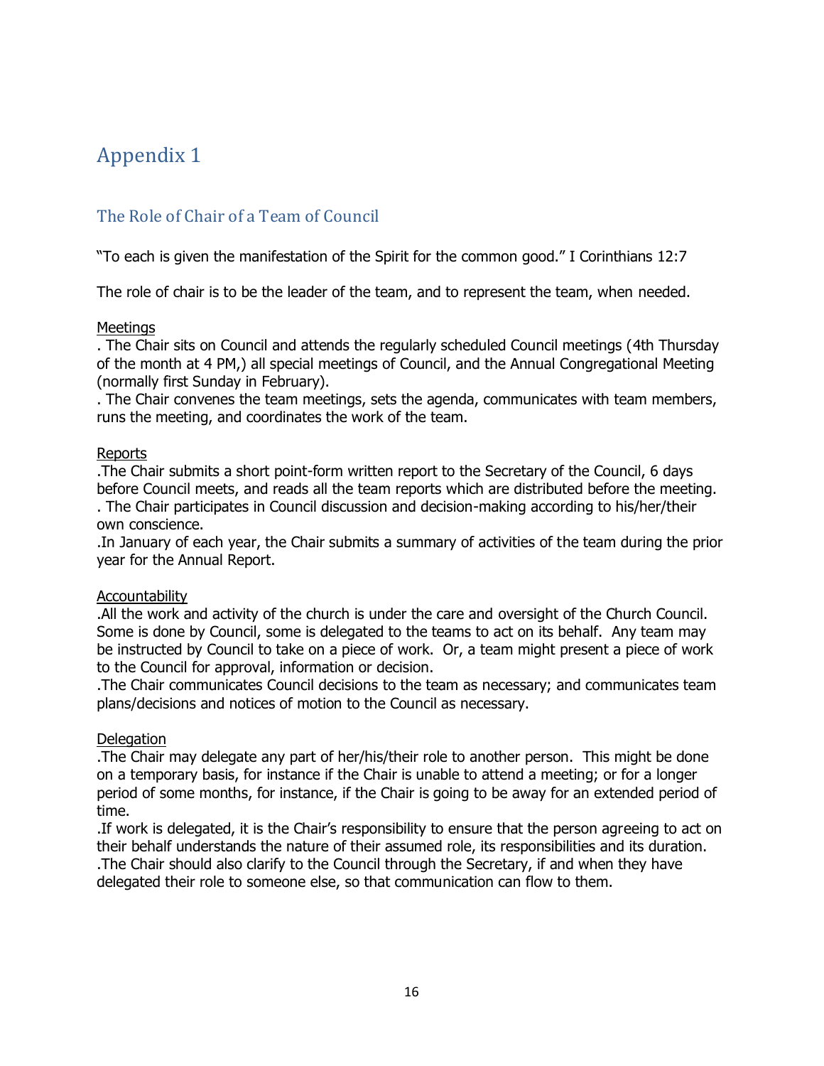# Appendix 1

## The Role of Chair of a Team of Council

"To each is given the manifestation of the Spirit for the common good." I Corinthians 12:7

The role of chair is to be the leader of the team, and to represent the team, when needed.

<u>Meetings</u>

. The Chair sits on Council and attends the regularly scheduled Council meetings (4th Thursday of the month at 4 PM,) all special meetings of Council, and the Annual Congregational Meeting (normally first Sunday in February).

. The Chair convenes the team meetings, sets the agenda, communicates with team members, runs the meeting, and coordinates the work of the team.

<u>Reports</u>

.The Chair submits a short point-form written report to the Secretary of the Council, 6 days before Council meets, and reads all the team reports which are distributed before the meeting.

. The Chair participates in Council discussion and decision-making according to his/her/their own conscience.

.In January of each year, the Chair submits a summary of activities of the team during the prior year for the Annual Report.

<u>Accountability</u>

.All the work and activity of the church is under the care and oversight of the Church Council. Some is done by Council, some is delegated to the teams to act on its behalf. Any team may be instructed by Council to take on a piece of work. Or, a team might present a piece of work to the Council for approval, information or decision.

.The Chair communicates Council decisions to the team as necessary; and communicates team plans/decisions and notices of motion to the Council as necessary.

<u>Delegation</u>

.The Chair may delegate any part of her/his/their role to another person. This might be done on a temporary basis, for instance if the Chair is unable to attend a meeting; or for a longer period of some months, for instance, if the Chair is going to be away for an extended period of time.

.If work is delegated, it is the Chair's responsibility to ensure that the person agreeing to act on their behalf understands the nature of their assumed role, its responsibilities and its duration.

.The Chair should also clarify to the Council through the Secretary, if and when they have delegated their role to someone else, so that communication can flow to them.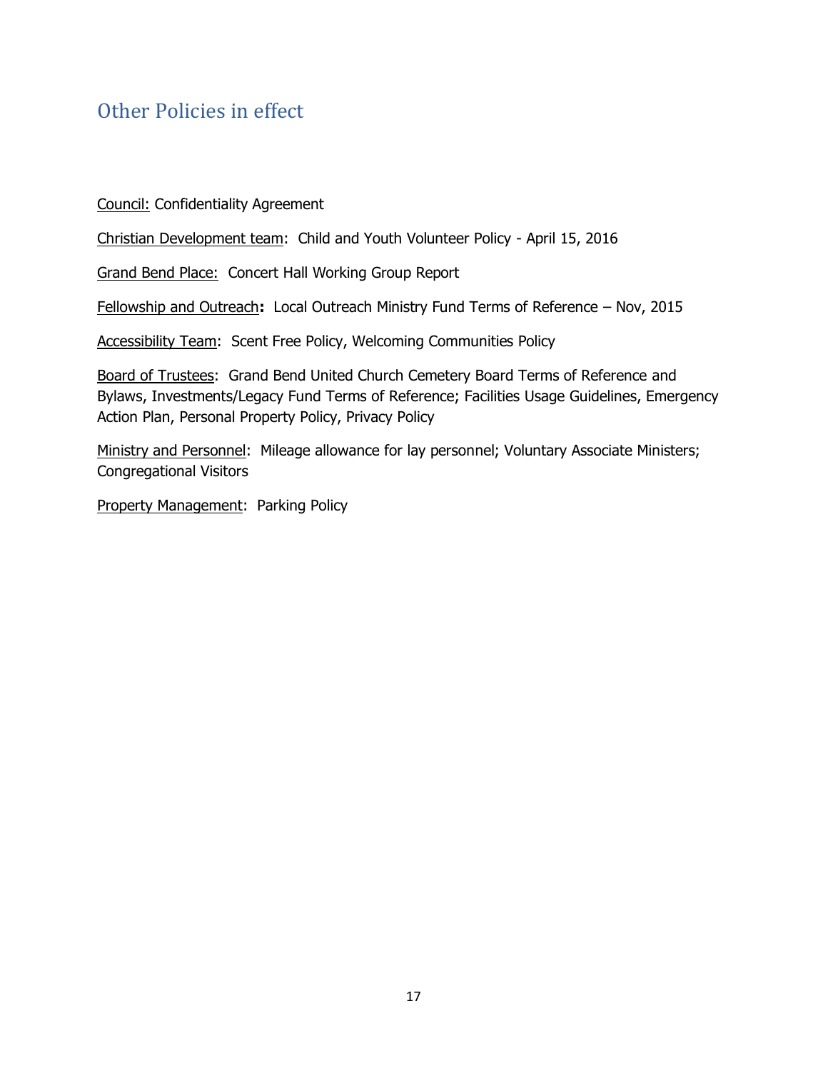## Other Policies in effect

Council: Confidentiality Agreement

Christian Development team: Child and Youth Volunteer Policy - April 15, 2016

Grand Bend Place: Concert Hall Working Group Report

Fellowship and Outreach**:** Local Outreach Ministry Fund Terms of Reference – Nov, 2015

Accessibility Team: Scent Free Policy, Welcoming Communities Policy

Board of Trustees: Grand Bend United Church Cemetery Board Terms of Reference and Bylaws, Investments/Legacy Fund Terms of Reference; Facilities Usage Guidelines, Emergency Action Plan, Personal Property Policy, Privacy Policy

Ministry and Personnel: Mileage allowance for lay personnel; Voluntary Associate Ministers; Congregational Visitors

Property Management: Parking Policy